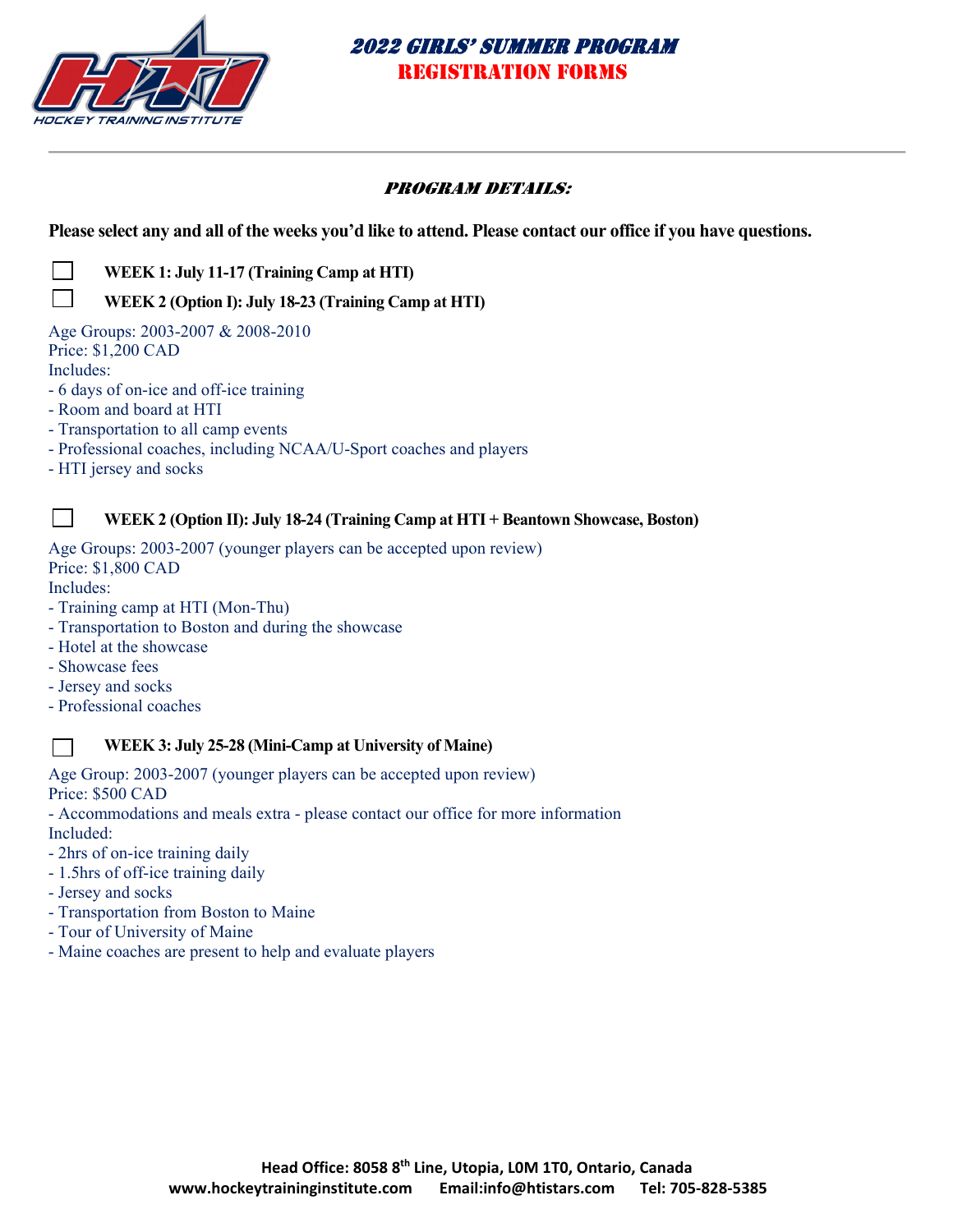# 2022 GIRLS' SUMMER PROGRAM
## REGISTRATION FORMS

### PROGRAM DETAILS:

**Please select any and all of the weeks you'd like to attend. Please contact our office if you have questions.**

☐ **WEEK 1: July 11-17 (Training Camp at HTI)**

☐ **WEEK 2 (Option I): July 18-23 (Training Camp at HTI)**

Age Groups: 2003-2007 & 2008-2010
Price: $1,200 CAD
Includes:
- 6 days of on-ice and off-ice training
- Room and board at HTI
- Transportation to all camp events
- Professional coaches, including NCAA/U-Sport coaches and players
- HTI jersey and socks

☐ **WEEK 2 (Option II): July 18-24 (Training Camp at HTI + Beantown Showcase, Boston)**

Age Groups: 2003-2007 (younger players can be accepted upon review)
Price: $1,800 CAD
Includes:
- Training camp at HTI (Mon-Thu)
- Transportation to Boston and during the showcase
- Hotel at the showcase
- Showcase fees
- Jersey and socks
- Professional coaches

☐ **WEEK 3: July 25-28 (Mini-Camp at University of Maine)**

Age Group: 2003-2007 (younger players can be accepted upon review)
Price: $500 CAD
- Accommodations and meals extra - please contact our office for more information

Included:
- 2hrs of on-ice training daily
- 1.5hrs of off-ice training daily
- Jersey and socks
- Transportation from Boston to Maine
- Tour of University of Maine
- Maine coaches are present to help and evaluate players

**Head Office: 8058 8th Line, Utopia, L0M 1T0, Ontario, Canada**
**www.hockeytraininginstitute.com Email:info@htistars.com Tel: 705-828-5385**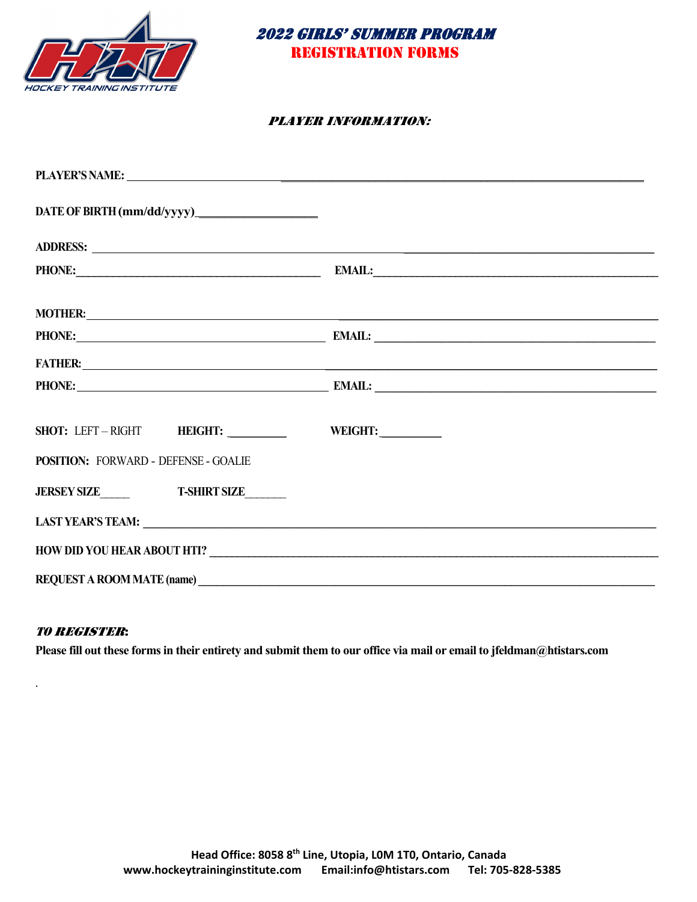# *2022 GIRLS' SUMMER PROGRAM*
## REGISTRATION FORMS

### *PLAYER INFORMATION:*

**PLAYER'S NAME:** ________________________________________________

**DATE OF BIRTH (mm/dd/yyyy)**____________________

**ADDRESS:** ________________________________________________

**PHONE:**_____________________________ **EMAIL:**_____________________________

**MOTHER:** ________________________________________________

**PHONE:** _____________________________ **EMAIL:** _____________________________

**FATHER:** ________________________________________________

**PHONE:** _____________________________ **EMAIL:** _____________________________

**SHOT:** LEFT – RIGHT **HEIGHT:** __________ **WEIGHT:** __________

**POSITION:** FORWARD - DEFENSE - GOALIE

**JERSEY SIZE**_____ **T-SHIRT SIZE**_______

**LAST YEAR'S TEAM:** ________________________________________________

**HOW DID YOU HEAR ABOUT HTI?** ________________________________________________

**REQUEST A ROOM MATE (name)** ________________________________________________

***TO REGISTER*:**

**Please fill out these forms in their entirety and submit them to our office via mail or email to jfeldman@htistars.com**

.

**Head Office: 8058 8th Line, Utopia, L0M 1T0, Ontario, Canada**
**www.hockeytraininginstitute.com Email:info@htistars.com Tel: 705-828-5385**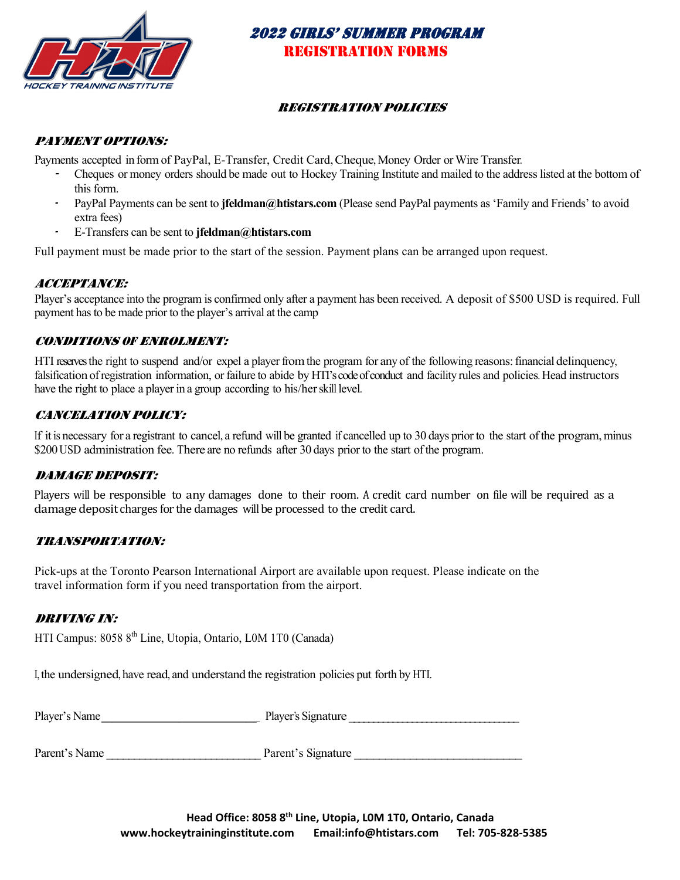# 2022 GIRLS' SUMMER PROGRAM
## REGISTRATION FORMS

### REGISTRATION POLICIES

#### PAYMENT OPTIONS:

Payments accepted in form of PayPal, E-Transfer, Credit Card, Cheque, Money Order or Wire Transfer.

- Cheques or money orders should be made out to Hockey Training Institute and mailed to the address listed at the bottom of this form.
- PayPal Payments can be sent to **jfeldman@htistars.com** (Please send PayPal payments as 'Family and Friends' to avoid extra fees)
- E-Transfers can be sent to **jfeldman@htistars.com**

Full payment must be made prior to the start of the session. Payment plans can be arranged upon request.

#### ACCEPTANCE:

Player's acceptance into the program is confirmed only after a payment has been received. A deposit of $500 USD is required. Full payment has to be made prior to the player's arrival at the camp

#### CONDITIONS OF ENROLMENT:

HTI reserves the right to suspend and/or expel a player from the program for any of the following reasons: financial delinquency, falsification of registration information, or failure to abide by HTI's code of conduct and facility rules and policies. Head instructors have the right to place a player in a group according to his/her skill level.

#### CANCELATION POLICY:

If it is necessary for a registrant to cancel, a refund will be granted if cancelled up to 30 days prior to the start of the program, minus $200 USD administration fee. There are no refunds after 30 days prior to the start of the program.

#### DAMAGE DEPOSIT:

Players will be responsible to any damages done to their room. A credit card number on file will be required as a damage deposit charges for the damages will be processed to the credit card.

#### TRANSPORTATION:

Pick-ups at the Toronto Pearson International Airport are available upon request. Please indicate on the travel information form if you need transportation from the airport.

#### DRIVING IN:

HTI Campus: 8058 8th Line, Utopia, Ontario, L0M 1T0 (Canada)

I, the undersigned, have read, and understand the registration policies put forth by HTI.

Player's Name ____________________________ Player's Signature ________________________________

Parent's Name ____________________________ Parent's Signature ________________________________

**Head Office: 8058 8th Line, Utopia, L0M 1T0, Ontario, Canada**
**www.hockeytraininginstitute.com Email:info@htistars.com Tel: 705-828-5385**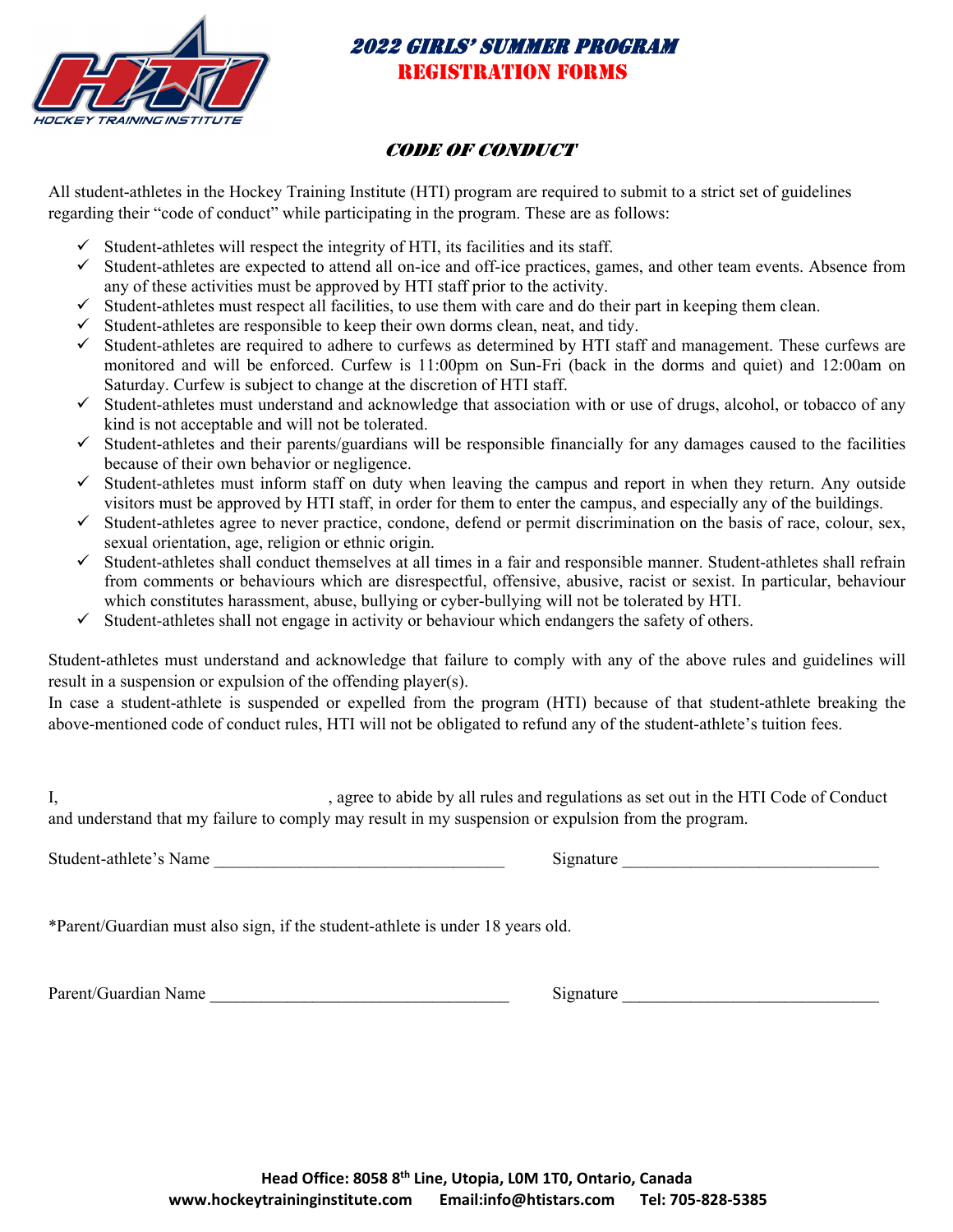# 2022 GIRLS' SUMMER PROGRAM
## REGISTRATION FORMS

### *CODE OF CONDUCT*

All student-athletes in the Hockey Training Institute (HTI) program are required to submit to a strict set of guidelines regarding their "code of conduct" while participating in the program. These are as follows:

- ✓ Student-athletes will respect the integrity of HTI, its facilities and its staff.
- ✓ Student-athletes are expected to attend all on-ice and off-ice practices, games, and other team events. Absence from any of these activities must be approved by HTI staff prior to the activity.
- ✓ Student-athletes must respect all facilities, to use them with care and do their part in keeping them clean.
- ✓ Student-athletes are responsible to keep their own dorms clean, neat, and tidy.
- ✓ Student-athletes are required to adhere to curfews as determined by HTI staff and management. These curfews are monitored and will be enforced. Curfew is 11:00pm on Sun-Fri (back in the dorms and quiet) and 12:00am on Saturday. Curfew is subject to change at the discretion of HTI staff.
- ✓ Student-athletes must understand and acknowledge that association with or use of drugs, alcohol, or tobacco of any kind is not acceptable and will not be tolerated.
- ✓ Student-athletes and their parents/guardians will be responsible financially for any damages caused to the facilities because of their own behavior or negligence.
- ✓ Student-athletes must inform staff on duty when leaving the campus and report in when they return. Any outside visitors must be approved by HTI staff, in order for them to enter the campus, and especially any of the buildings.
- ✓ Student-athletes agree to never practice, condone, defend or permit discrimination on the basis of race, colour, sex, sexual orientation, age, religion or ethnic origin.
- ✓ Student-athletes shall conduct themselves at all times in a fair and responsible manner. Student-athletes shall refrain from comments or behaviours which are disrespectful, offensive, abusive, racist or sexist. In particular, behaviour which constitutes harassment, abuse, bullying or cyber-bullying will not be tolerated by HTI.
- ✓ Student-athletes shall not engage in activity or behaviour which endangers the safety of others.

Student-athletes must understand and acknowledge that failure to comply with any of the above rules and guidelines will result in a suspension or expulsion of the offending player(s).

In case a student-athlete is suspended or expelled from the program (HTI) because of that student-athlete breaking the above-mentioned code of conduct rules, HTI will not be obligated to refund any of the student-athlete's tuition fees.

I, \_\_\_\_\_\_\_\_\_\_\_\_\_\_\_\_\_\_\_\_\_\_\_\_\_\_\_\_\_\_, agree to abide by all rules and regulations as set out in the HTI Code of Conduct and understand that my failure to comply may result in my suspension or expulsion from the program.

Student-athlete's Name \_\_\_\_\_\_\_\_\_\_\_\_\_\_\_\_\_\_\_\_\_\_\_\_\_\_\_\_\_\_ Signature \_\_\_\_\_\_\_\_\_\_\_\_\_\_\_\_\_\_\_\_\_\_\_\_\_\_\_\_\_\_

*Parent/Guardian must also sign, if the student-athlete is under 18 years old.

Parent/Guardian Name \_\_\_\_\_\_\_\_\_\_\_\_\_\_\_\_\_\_\_\_\_\_\_\_\_\_\_\_\_\_ Signature \_\_\_\_\_\_\_\_\_\_\_\_\_\_\_\_\_\_\_\_\_\_\_\_\_\_\_\_\_\_

**Head Office: 8058 8th Line, Utopia, L0M 1T0, Ontario, Canada**
**www.hockeytraininginstitute.com Email:info@htistars.com Tel: 705-828-5385**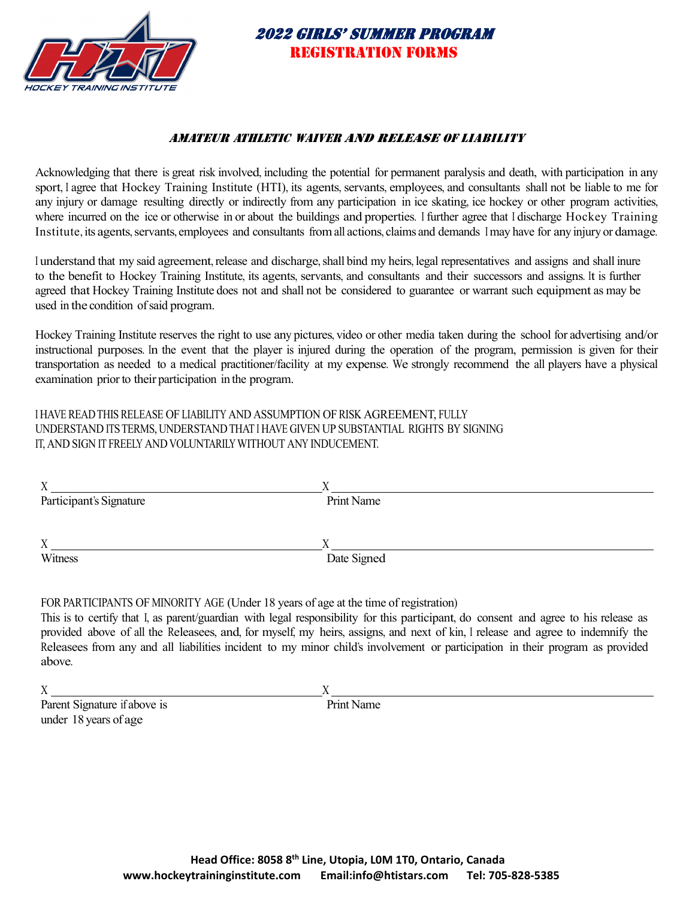# 2022 GIRLS' SUMMER PROGRAM
## REGISTRATION FORMS

### *AMATEUR ATHLETIC WAIVER AND RELEASE OF LIABILITY*

Acknowledging that there is great risk involved, including the potential for permanent paralysis and death, with participation in any sport, I agree that Hockey Training Institute (HTI), its agents, servants, employees, and consultants shall not be liable to me for any injury or damage resulting directly or indirectly from any participation in ice skating, ice hockey or other program activities, where incurred on the ice or otherwise in or about the buildings and properties. I further agree that I discharge Hockey Training Institute, its agents, servants, employees and consultants from all actions, claims and demands I may have for any injury or damage.

I understand that my said agreement, release and discharge, shall bind my heirs, legal representatives and assigns and shall inure to the benefit to Hockey Training Institute, its agents, servants, and consultants and their successors and assigns. It is further agreed that Hockey Training Institute does not and shall not be considered to guarantee or warrant such equipment as may be used in the condition of said program.

Hockey Training Institute reserves the right to use any pictures, video or other media taken during the school for advertising and/or instructional purposes. In the event that the player is injured during the operation of the program, permission is given for their transportation as needed to a medical practitioner/facility at my expense. We strongly recommend the all players have a physical examination prior to their participation in the program.

I HAVE READ THIS RELEASE OF LIABILITY AND ASSUMPTION OF RISK AGREEMENT, FULLY UNDERSTAND ITS TERMS, UNDERSTAND THAT I HAVE GIVEN UP SUBSTANTIAL RIGHTS BY SIGNING IT, AND SIGN IT FREELY AND VOLUNTARILY WITHOUT ANY INDUCEMENT.

X ______________________________ X ______________________________
Participant's Signature Print Name

X ______________________________ X ______________________________
Witness Date Signed

FOR PARTICIPANTS OF MINORITY AGE (Under 18 years of age at the time of registration)
This is to certify that I, as parent/guardian with legal responsibility for this participant, do consent and agree to his release as provided above of all the Releasees, and, for myself, my heirs, assigns, and next of kin, I release and agree to indemnify the Releasees from any and all liabilities incident to my minor child's involvement or participation in their program as provided above.

X ______________________________ X ______________________________
Parent Signature if above is under 18 years of age Print Name

**Head Office: 8058 8th Line, Utopia, L0M 1T0, Ontario, Canada**
**www.hockeytraininginstitute.com Email:info@htistars.com Tel: 705-828-5385**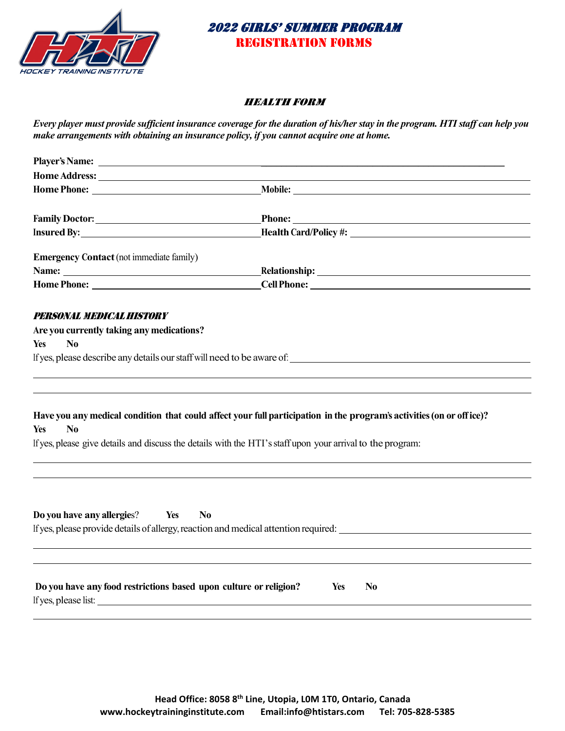# 2022 GIRLS' SUMMER PROGRAM
## REGISTRATION FORMS

### HEALTH FORM

***Every player must provide sufficient insurance coverage for the duration of his/her stay in the program. HTI staff can help you make arrangements with obtaining an insurance policy, if you cannot acquire one at home.***

**Player's Name:** ______________________________________________

**Home Address:** ______________________________________________

**Home Phone:** ____________________ **Mobile:** ____________________

**Family Doctor:** ____________________ **Phone:** ____________________

**Insured By:** ____________________ **Health Card/Policy #:** ____________________

**Emergency Contact** (not immediate family)

**Name:** ____________________ **Relationship:** ____________________

**Home Phone:** ____________________ **Cell Phone:** ____________________

### *PERSONAL MEDICAL HISTORY*

**Are you currently taking any medications?**

**Yes** **No**

If yes, please describe any details our staff will need to be aware of: ______________________________

______________________________________________

______________________________________________

**Have you any medical condition that could affect your full participation in the program's activities (on or off ice)?**

**Yes** **No**

If yes, please give details and discuss the details with the HTI's staff upon your arrival to the program:

______________________________________________

______________________________________________

**Do you have any allergie**s? **Yes** **No**

If yes, please provide details of allergy, reaction and medical attention required: ______________________________

______________________________________________

______________________________________________

**Do you have any food restrictions based upon culture or religion?** **Yes** **No**

If yes, please list: ______________________________________________

______________________________________________

**Head Office: 8058 8th Line, Utopia, L0M 1T0, Ontario, Canada**
**www.hockeytraininginstitute.com Email:info@htistars.com Tel: 705-828-5385**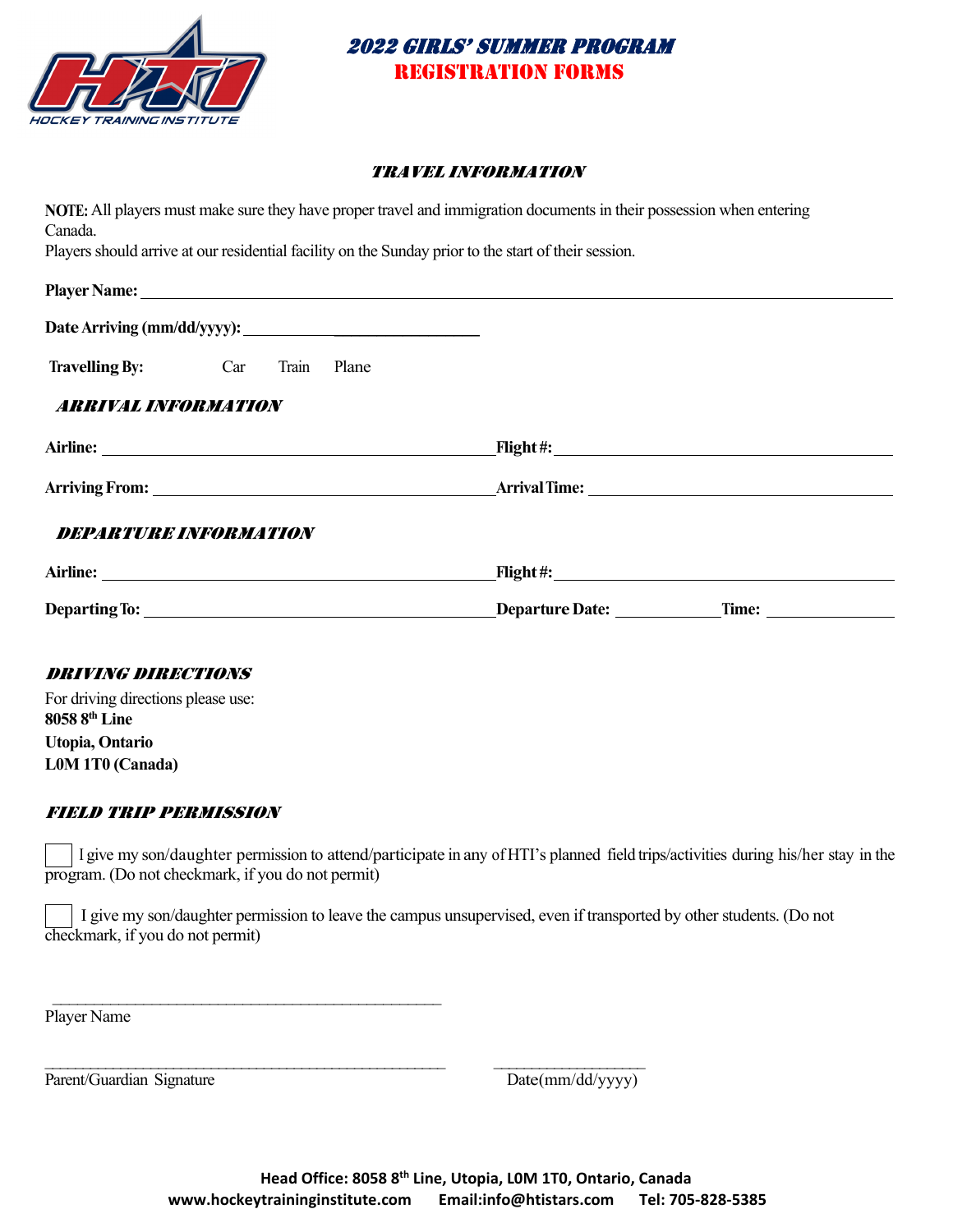# 2022 GIRLS' SUMMER PROGRAM
## REGISTRATION FORMS

### TRAVEL INFORMATION

**NOTE:** All players must make sure they have proper travel and immigration documents in their possession when entering Canada.
Players should arrive at our residential facility on the Sunday prior to the start of their session.

**Player Name:** ______________________________

**Date Arriving (mm/dd/yyyy):** ______________________________

**Travelling By:** Car Train Plane

### ARRIVAL INFORMATION

**Airline:** ______________________________ **Flight #:** ______________________________

**Arriving From:** ______________________________ **Arrival Time:** ______________________________

### DEPARTURE INFORMATION

**Airline:** ______________________________ **Flight #:** ______________________________

**Departing To:** ______________________________ **Departure Date:** ______________ **Time:** ______________

### DRIVING DIRECTIONS

For driving directions please use:
**8058 8th Line**
**Utopia, Ontario**
**L0M 1T0 (Canada)**

### FIELD TRIP PERMISSION

☐ I give my son/daughter permission to attend/participate in any of HTI's planned field trips/activities during his/her stay in the program. (Do not checkmark, if you do not permit)

☐ I give my son/daughter permission to leave the campus unsupervised, even if transported by other students. (Do not checkmark, if you do not permit)

______________________________
Player Name

______________________________ ______________________________
Parent/Guardian Signature Date(mm/dd/yyyy)

**Head Office: 8058 8th Line, Utopia, L0M 1T0, Ontario, Canada**
**www.hockeytraininginstitute.com Email:info@htistars.com Tel: 705-828-5385**